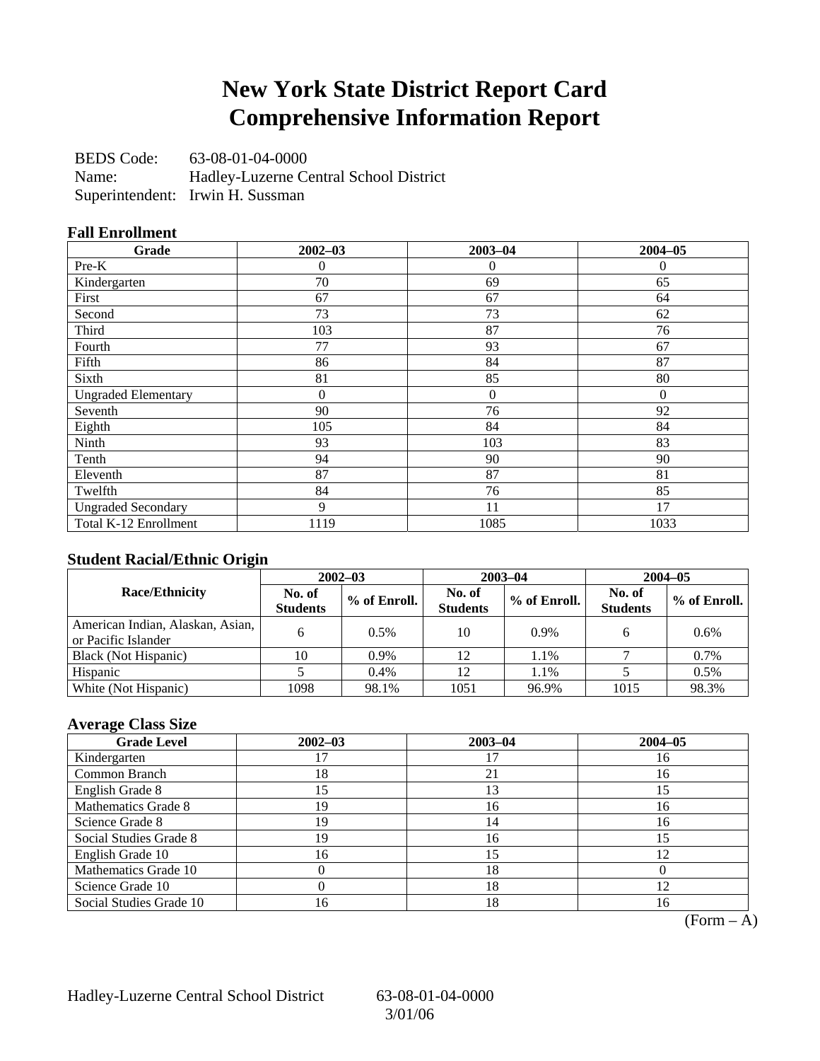# New York State District Report Card
# Comprehensive Information Report

BEDS Code: 63-08-01-04-0000
Name: Hadley-Luzerne Central School District
Superintendent: Irwin H. Sussman

### Fall Enrollment

| Grade | 2002–03 | 2003–04 | 2004–05 |
|---|---|---|---|
| Pre-K | 0 | 0 | 0 |
| Kindergarten | 70 | 69 | 65 |
| First | 67 | 67 | 64 |
| Second | 73 | 73 | 62 |
| Third | 103 | 87 | 76 |
| Fourth | 77 | 93 | 67 |
| Fifth | 86 | 84 | 87 |
| Sixth | 81 | 85 | 80 |
| Ungraded Elementary | 0 | 0 | 0 |
| Seventh | 90 | 76 | 92 |
| Eighth | 105 | 84 | 84 |
| Ninth | 93 | 103 | 83 |
| Tenth | 94 | 90 | 90 |
| Eleventh | 87 | 87 | 81 |
| Twelfth | 84 | 76 | 85 |
| Ungraded Secondary | 9 | 11 | 17 |
| Total K-12 Enrollment | 1119 | 1085 | 1033 |

### Student Racial/Ethnic Origin

| Race/Ethnicity | 2002–03 | | 2003–04 | | 2004–05 | |
|---|---|---|---|---|---|---|
| | No. of Students | % of Enroll. | No. of Students | % of Enroll. | No. of Students | % of Enroll. |
| American Indian, Alaskan, Asian, or Pacific Islander | 6 | 0.5% | 10 | 0.9% | 6 | 0.6% |
| Black (Not Hispanic) | 10 | 0.9% | 12 | 1.1% | 7 | 0.7% |
| Hispanic | 5 | 0.4% | 12 | 1.1% | 5 | 0.5% |
| White (Not Hispanic) | 1098 | 98.1% | 1051 | 96.9% | 1015 | 98.3% |

### Average Class Size

| Grade Level | 2002–03 | 2003–04 | 2004–05 |
|---|---|---|---|
| Kindergarten | 17 | 17 | 16 |
| Common Branch | 18 | 21 | 16 |
| English Grade 8 | 15 | 13 | 15 |
| Mathematics Grade 8 | 19 | 16 | 16 |
| Science Grade 8 | 19 | 14 | 16 |
| Social Studies Grade 8 | 19 | 16 | 15 |
| English Grade 10 | 16 | 15 | 12 |
| Mathematics Grade 10 | 0 | 18 | 0 |
| Science Grade 10 | 0 | 18 | 12 |
| Social Studies Grade 10 | 16 | 18 | 16 |

(Form – A)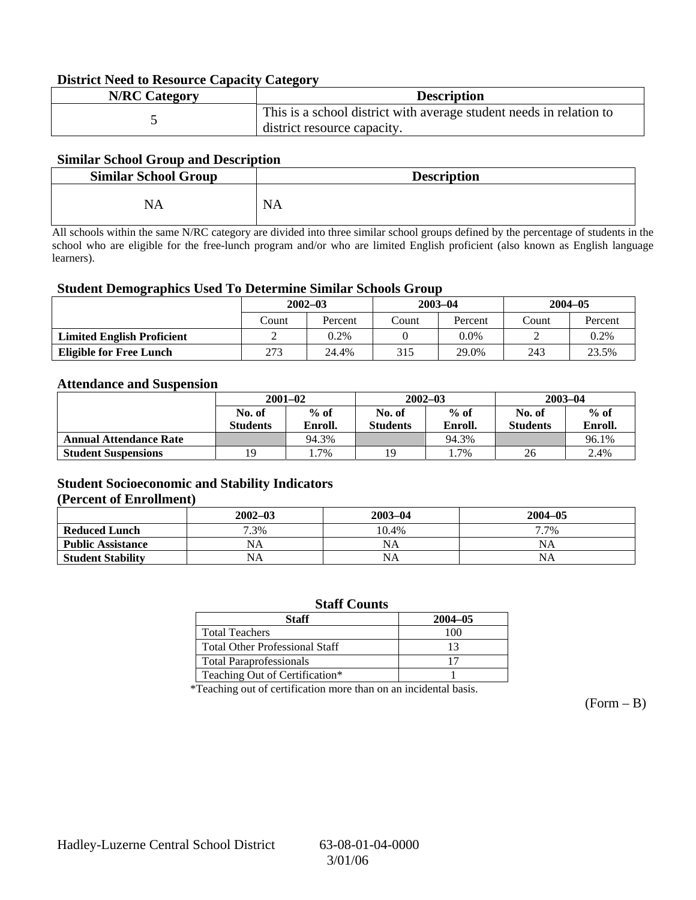### District Need to Resource Capacity Category

| N/RC Category | Description |
|---|---|
| 5 | This is a school district with average student needs in relation to district resource capacity. |

### Similar School Group and Description

| Similar School Group | Description |
|---|---|
| NA | NA |

All schools within the same N/RC category are divided into three similar school groups defined by the percentage of students in the school who are eligible for the free-lunch program and/or who are limited English proficient (also known as English language learners).

### Student Demographics Used To Determine Similar Schools Group

| | 2002–03 | | 2003–04 | | 2004–05 | |
|---|---|---|---|---|---|---|
| | Count | Percent | Count | Percent | Count | Percent |
| **Limited English Proficient** | 2 | 0.2% | 0 | 0.0% | 2 | 0.2% |
| **Eligible for Free Lunch** | 273 | 24.4% | 315 | 29.0% | 243 | 23.5% |

### Attendance and Suspension

| | 2001–02 | | 2002–03 | | 2003–04 | |
|---|---|---|---|---|---|---|
| | No. of Students | % of Enroll. | No. of Students | % of Enroll. | No. of Students | % of Enroll. |
| **Annual Attendance Rate** | | 94.3% | | 94.3% | | 96.1% |
| **Student Suspensions** | 19 | 1.7% | 19 | 1.7% | 26 | 2.4% |

### Student Socioeconomic and Stability Indicators (Percent of Enrollment)

| | 2002–03 | 2003–04 | 2004–05 |
|---|---|---|---|
| **Reduced Lunch** | 7.3% | 10.4% | 7.7% |
| **Public Assistance** | NA | NA | NA |
| **Student Stability** | NA | NA | NA |

### Staff Counts

| Staff | 2004–05 |
|---|---|
| Total Teachers | 100 |
| Total Other Professional Staff | 13 |
| Total Paraprofessionals | 17 |
| Teaching Out of Certification* | 1 |

*Teaching out of certification more than on an incidental basis.

(Form – B)

Hadley-Luzerne Central School District 63-08-01-04-0000
3/01/06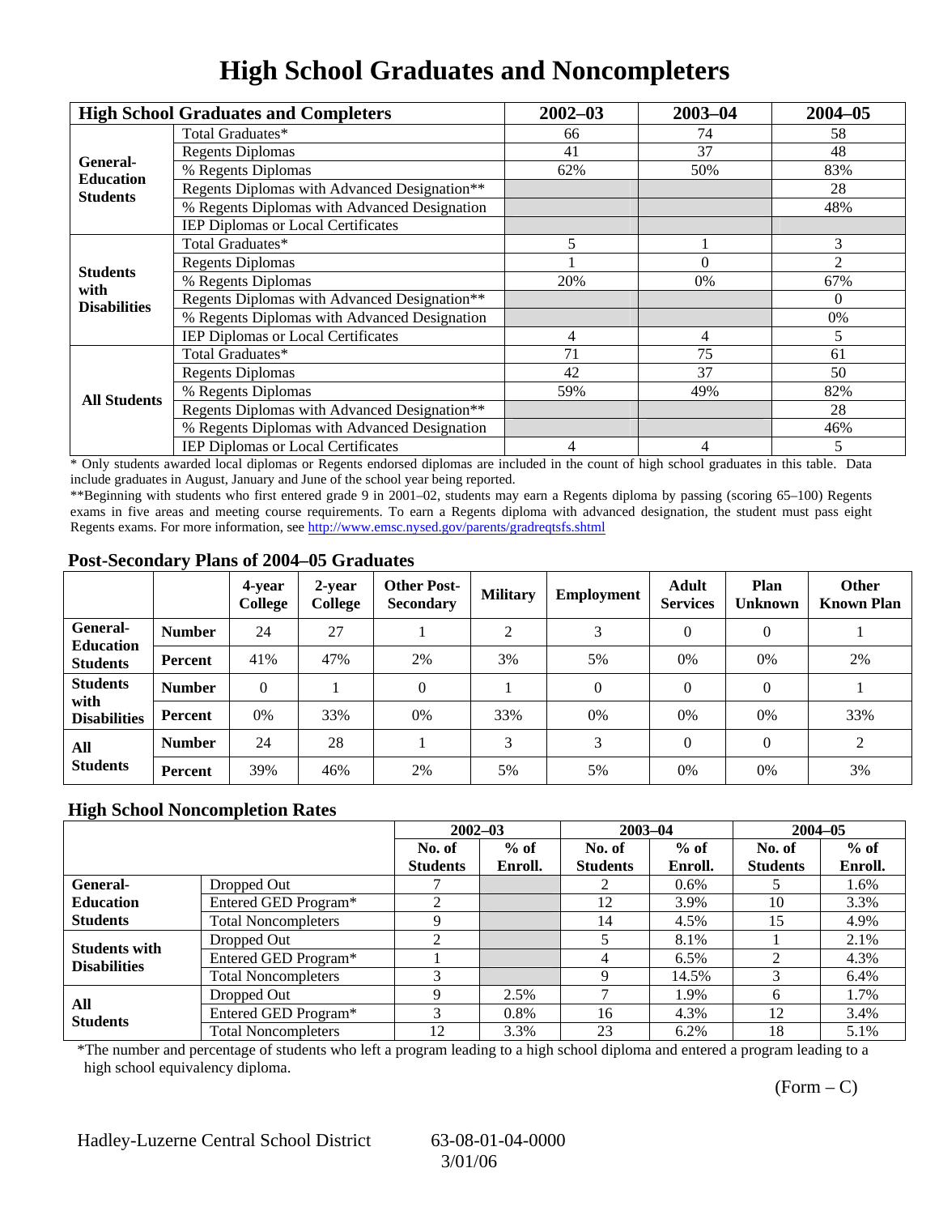# High School Graduates and Noncompleters

| High School Graduates and Completers | | 2002–03 | 2003–04 | 2004–05 |
|---|---|---|---|---|
| General-Education Students | Total Graduates* | 66 | 74 | 58 |
| | Regents Diplomas | 41 | 37 | 48 |
| | % Regents Diplomas | 62% | 50% | 83% |
| | Regents Diplomas with Advanced Designation** | | | 28 |
| | % Regents Diplomas with Advanced Designation | | | 48% |
| | IEP Diplomas or Local Certificates | | | |
| Students with Disabilities | Total Graduates* | 5 | 1 | 3 |
| | Regents Diplomas | 1 | 0 | 2 |
| | % Regents Diplomas | 20% | 0% | 67% |
| | Regents Diplomas with Advanced Designation** | | | 0 |
| | % Regents Diplomas with Advanced Designation | | | 0% |
| | IEP Diplomas or Local Certificates | 4 | 4 | 5 |
| All Students | Total Graduates* | 71 | 75 | 61 |
| | Regents Diplomas | 42 | 37 | 50 |
| | % Regents Diplomas | 59% | 49% | 82% |
| | Regents Diplomas with Advanced Designation** | | | 28 |
| | % Regents Diplomas with Advanced Designation | | | 46% |
| | IEP Diplomas or Local Certificates | 4 | 4 | 5 |

* Only students awarded local diplomas or Regents endorsed diplomas are included in the count of high school graduates in this table. Data include graduates in August, January and June of the school year being reported.

**Beginning with students who first entered grade 9 in 2001–02, students may earn a Regents diploma by passing (scoring 65–100) Regents exams in five areas and meeting course requirements. To earn a Regents diploma with advanced designation, the student must pass eight Regents exams. For more information, see http://www.emsc.nysed.gov/parents/gradreqtsfs.shtml

## Post-Secondary Plans of 2004–05 Graduates

| | | 4-year College | 2-year College | Other Post-Secondary | Military | Employment | Adult Services | Plan Unknown | Other Known Plan |
|---|---|---|---|---|---|---|---|---|---|
| General-Education Students | Number | 24 | 27 | 1 | 2 | 3 | 0 | 0 | 1 |
| | Percent | 41% | 47% | 2% | 3% | 5% | 0% | 0% | 2% |
| Students with Disabilities | Number | 0 | 1 | 0 | 1 | 0 | 0 | 0 | 1 |
| | Percent | 0% | 33% | 0% | 33% | 0% | 0% | 0% | 33% |
| All Students | Number | 24 | 28 | 1 | 3 | 3 | 0 | 0 | 2 |
| | Percent | 39% | 46% | 2% | 5% | 5% | 0% | 0% | 3% |

## High School Noncompletion Rates

| | | 2002–03 | | 2003–04 | | 2004–05 | |
|---|---|---|---|---|---|---|---|
| | | No. of Students | % of Enroll. | No. of Students | % of Enroll. | No. of Students | % of Enroll. |
| General-Education Students | Dropped Out | 7 | | 2 | 0.6% | 5 | 1.6% |
| | Entered GED Program* | 2 | | 12 | 3.9% | 10 | 3.3% |
| | Total Noncompleters | 9 | | 14 | 4.5% | 15 | 4.9% |
| Students with Disabilities | Dropped Out | 2 | | 5 | 8.1% | 1 | 2.1% |
| | Entered GED Program* | 1 | | 4 | 6.5% | 2 | 4.3% |
| | Total Noncompleters | 3 | | 9 | 14.5% | 3 | 6.4% |
| All Students | Dropped Out | 9 | 2.5% | 7 | 1.9% | 6 | 1.7% |
| | Entered GED Program* | 3 | 0.8% | 16 | 4.3% | 12 | 3.4% |
| | Total Noncompleters | 12 | 3.3% | 23 | 6.2% | 18 | 5.1% |

*The number and percentage of students who left a program leading to a high school diploma and entered a program leading to a high school equivalency diploma.

(Form – C)

Hadley-Luzerne Central School District 63-08-01-04-0000 3/01/06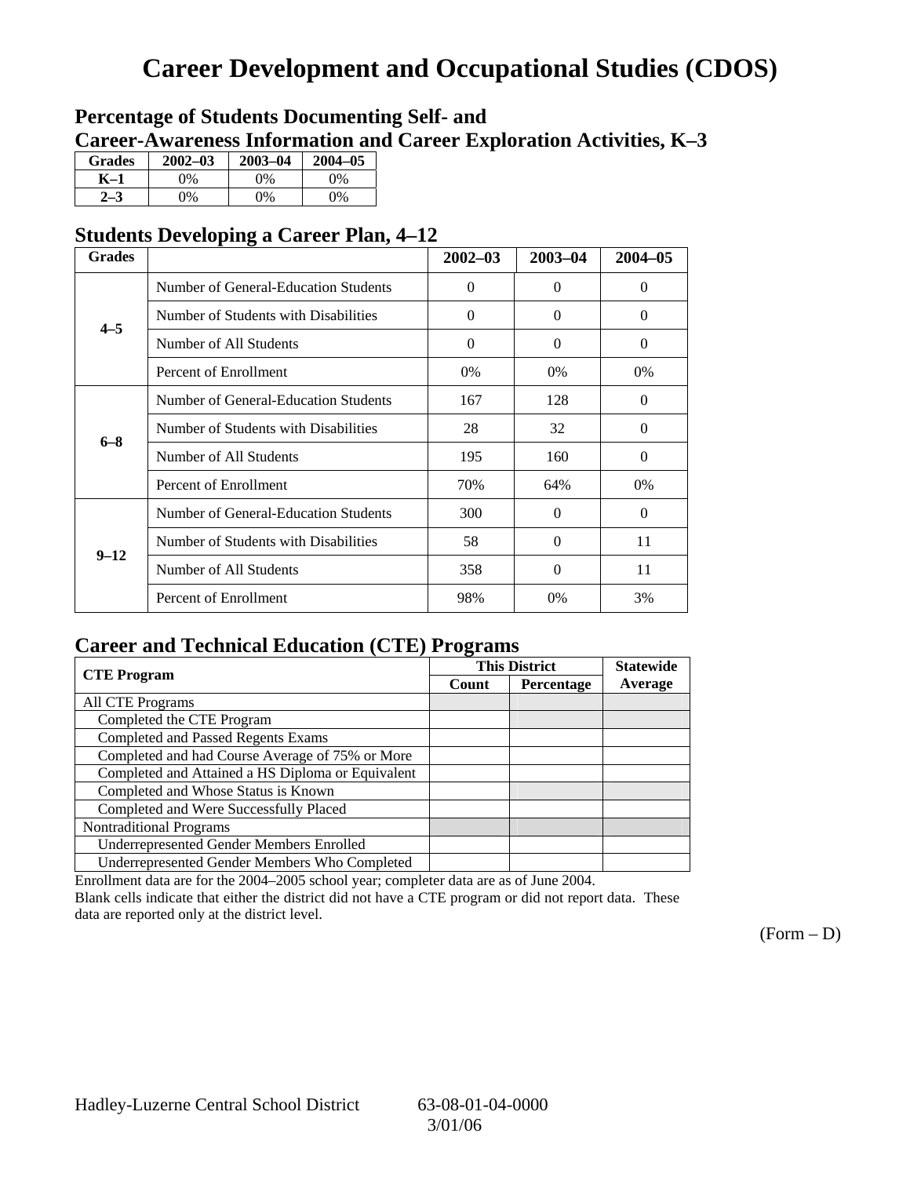# Career Development and Occupational Studies (CDOS)

## Percentage of Students Documenting Self- and Career-Awareness Information and Career Exploration Activities, K–3

| Grades | 2002–03 | 2003–04 | 2004–05 |
|---|---|---|---|
| K–1 | 0% | 0% | 0% |
| 2–3 | 0% | 0% | 0% |

## Students Developing a Career Plan, 4–12

| Grades | | 2002–03 | 2003–04 | 2004–05 |
|---|---|---|---|---|
| 4–5 | Number of General-Education Students | 0 | 0 | 0 |
| | Number of Students with Disabilities | 0 | 0 | 0 |
| | Number of All Students | 0 | 0 | 0 |
| | Percent of Enrollment | 0% | 0% | 0% |
| 6–8 | Number of General-Education Students | 167 | 128 | 0 |
| | Number of Students with Disabilities | 28 | 32 | 0 |
| | Number of All Students | 195 | 160 | 0 |
| | Percent of Enrollment | 70% | 64% | 0% |
| 9–12 | Number of General-Education Students | 300 | 0 | 0 |
| | Number of Students with Disabilities | 58 | 0 | 11 |
| | Number of All Students | 358 | 0 | 11 |
| | Percent of Enrollment | 98% | 0% | 3% |

## Career and Technical Education (CTE) Programs

| CTE Program | This District | | Statewide |
|---|---|---|---|
| | Count | Percentage | Average |
| All CTE Programs | | | |
| Completed the CTE Program | | | |
| Completed and Passed Regents Exams | | | |
| Completed and had Course Average of 75% or More | | | |
| Completed and Attained a HS Diploma or Equivalent | | | |
| Completed and Whose Status is Known | | | |
| Completed and Were Successfully Placed | | | |
| Nontraditional Programs | | | |
| Underrepresented Gender Members Enrolled | | | |
| Underrepresented Gender Members Who Completed | | | |

Enrollment data are for the 2004–2005 school year; completer data are as of June 2004.
Blank cells indicate that either the district did not have a CTE program or did not report data. These data are reported only at the district level.

(Form – D)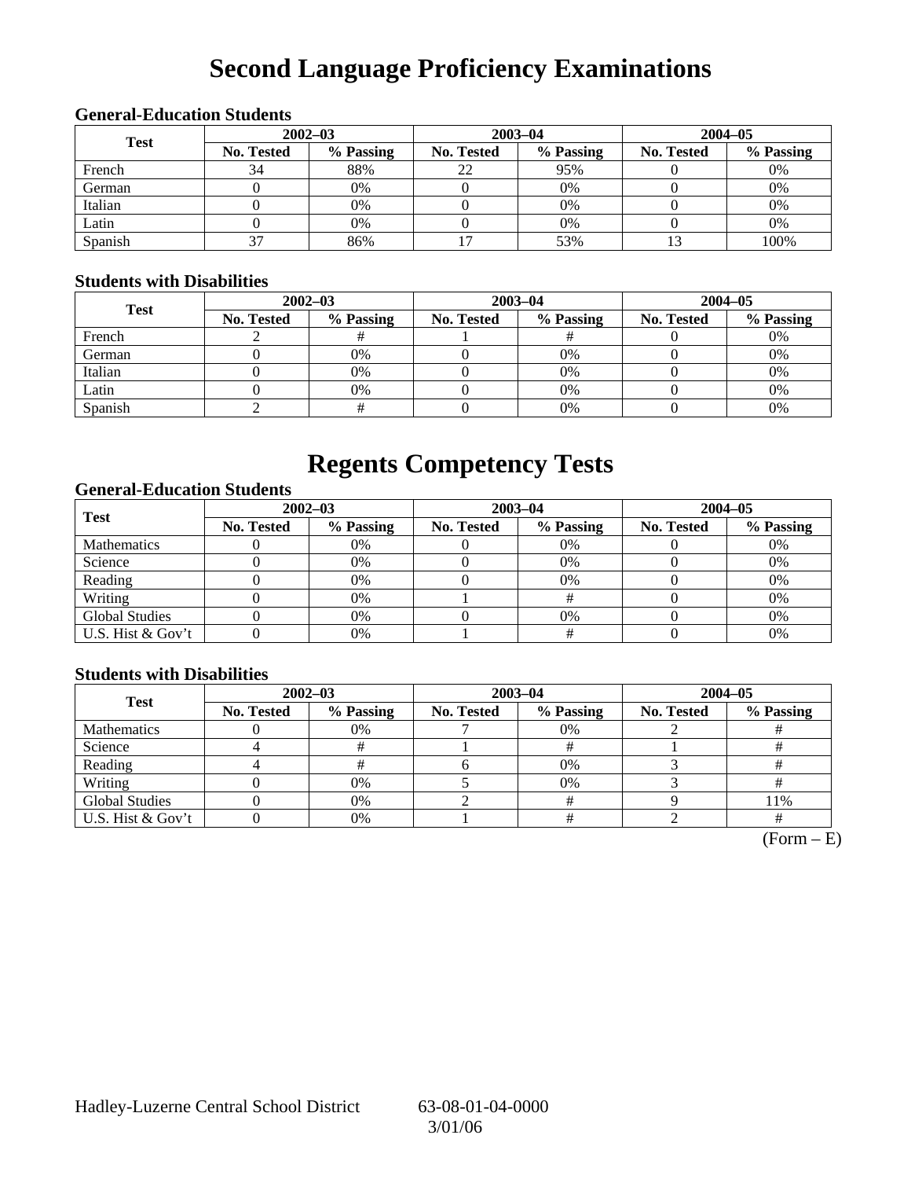# Second Language Proficiency Examinations

### General-Education Students

| Test | 2002–03 | | 2003–04 | | 2004–05 | |
|---|---|---|---|---|---|---|
| | No. Tested | % Passing | No. Tested | % Passing | No. Tested | % Passing |
| French | 34 | 88% | 22 | 95% | 0 | 0% |
| German | 0 | 0% | 0 | 0% | 0 | 0% |
| Italian | 0 | 0% | 0 | 0% | 0 | 0% |
| Latin | 0 | 0% | 0 | 0% | 0 | 0% |
| Spanish | 37 | 86% | 17 | 53% | 13 | 100% |

### Students with Disabilities

| Test | 2002–03 | | 2003–04 | | 2004–05 | |
|---|---|---|---|---|---|---|
| | No. Tested | % Passing | No. Tested | % Passing | No. Tested | % Passing |
| French | 2 | # | 1 | # | 0 | 0% |
| German | 0 | 0% | 0 | 0% | 0 | 0% |
| Italian | 0 | 0% | 0 | 0% | 0 | 0% |
| Latin | 0 | 0% | 0 | 0% | 0 | 0% |
| Spanish | 2 | # | 0 | 0% | 0 | 0% |

# Regents Competency Tests

### General-Education Students

| Test | 2002–03 | | 2003–04 | | 2004–05 | |
|---|---|---|---|---|---|---|
| | No. Tested | % Passing | No. Tested | % Passing | No. Tested | % Passing |
| Mathematics | 0 | 0% | 0 | 0% | 0 | 0% |
| Science | 0 | 0% | 0 | 0% | 0 | 0% |
| Reading | 0 | 0% | 0 | 0% | 0 | 0% |
| Writing | 0 | 0% | 1 | # | 0 | 0% |
| Global Studies | 0 | 0% | 0 | 0% | 0 | 0% |
| U.S. Hist & Gov't | 0 | 0% | 1 | # | 0 | 0% |

### Students with Disabilities

| Test | 2002–03 | | 2003–04 | | 2004–05 | |
|---|---|---|---|---|---|---|
| | No. Tested | % Passing | No. Tested | % Passing | No. Tested | % Passing |
| Mathematics | 0 | 0% | 7 | 0% | 2 | # |
| Science | 4 | # | 1 | # | 1 | # |
| Reading | 4 | # | 6 | 0% | 3 | # |
| Writing | 0 | 0% | 5 | 0% | 3 | # |
| Global Studies | 0 | 0% | 2 | # | 9 | 11% |
| U.S. Hist & Gov't | 0 | 0% | 1 | # | 2 | # |

(Form – E)

Hadley-Luzerne Central School District 63-08-01-04-0000 3/01/06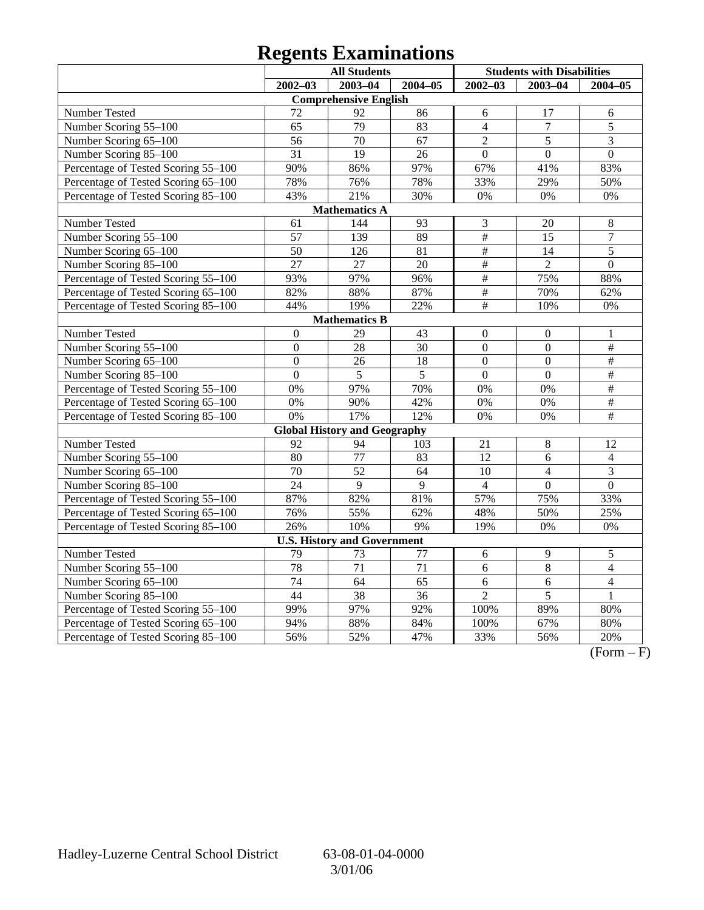# Regents Examinations

| | All Students | | | Students with Disabilities | | |
|---|---|---|---|---|---|---|
| | 2002–03 | 2003–04 | 2004–05 | 2002–03 | 2003–04 | 2004–05 |
| **Comprehensive English** | | | | | | |
| Number Tested | 72 | 92 | 86 | 6 | 17 | 6 |
| Number Scoring 55–100 | 65 | 79 | 83 | 4 | 7 | 5 |
| Number Scoring 65–100 | 56 | 70 | 67 | 2 | 5 | 3 |
| Number Scoring 85–100 | 31 | 19 | 26 | 0 | 0 | 0 |
| Percentage of Tested Scoring 55–100 | 90% | 86% | 97% | 67% | 41% | 83% |
| Percentage of Tested Scoring 65–100 | 78% | 76% | 78% | 33% | 29% | 50% |
| Percentage of Tested Scoring 85–100 | 43% | 21% | 30% | 0% | 0% | 0% |
| **Mathematics A** | | | | | | |
| Number Tested | 61 | 144 | 93 | 3 | 20 | 8 |
| Number Scoring 55–100 | 57 | 139 | 89 | # | 15 | 7 |
| Number Scoring 65–100 | 50 | 126 | 81 | # | 14 | 5 |
| Number Scoring 85–100 | 27 | 27 | 20 | # | 2 | 0 |
| Percentage of Tested Scoring 55–100 | 93% | 97% | 96% | # | 75% | 88% |
| Percentage of Tested Scoring 65–100 | 82% | 88% | 87% | # | 70% | 62% |
| Percentage of Tested Scoring 85–100 | 44% | 19% | 22% | # | 10% | 0% |
| **Mathematics B** | | | | | | |
| Number Tested | 0 | 29 | 43 | 0 | 0 | 1 |
| Number Scoring 55–100 | 0 | 28 | 30 | 0 | 0 | # |
| Number Scoring 65–100 | 0 | 26 | 18 | 0 | 0 | # |
| Number Scoring 85–100 | 0 | 5 | 5 | 0 | 0 | # |
| Percentage of Tested Scoring 55–100 | 0% | 97% | 70% | 0% | 0% | # |
| Percentage of Tested Scoring 65–100 | 0% | 90% | 42% | 0% | 0% | # |
| Percentage of Tested Scoring 85–100 | 0% | 17% | 12% | 0% | 0% | # |
| **Global History and Geography** | | | | | | |
| Number Tested | 92 | 94 | 103 | 21 | 8 | 12 |
| Number Scoring 55–100 | 80 | 77 | 83 | 12 | 6 | 4 |
| Number Scoring 65–100 | 70 | 52 | 64 | 10 | 4 | 3 |
| Number Scoring 85–100 | 24 | 9 | 9 | 4 | 0 | 0 |
| Percentage of Tested Scoring 55–100 | 87% | 82% | 81% | 57% | 75% | 33% |
| Percentage of Tested Scoring 65–100 | 76% | 55% | 62% | 48% | 50% | 25% |
| Percentage of Tested Scoring 85–100 | 26% | 10% | 9% | 19% | 0% | 0% |
| **U.S. History and Government** | | | | | | |
| Number Tested | 79 | 73 | 77 | 6 | 9 | 5 |
| Number Scoring 55–100 | 78 | 71 | 71 | 6 | 8 | 4 |
| Number Scoring 65–100 | 74 | 64 | 65 | 6 | 6 | 4 |
| Number Scoring 85–100 | 44 | 38 | 36 | 2 | 5 | 1 |
| Percentage of Tested Scoring 55–100 | 99% | 97% | 92% | 100% | 89% | 80% |
| Percentage of Tested Scoring 65–100 | 94% | 88% | 84% | 100% | 67% | 80% |
| Percentage of Tested Scoring 85–100 | 56% | 52% | 47% | 33% | 56% | 20% |

(Form – F)

Hadley-Luzerne Central School District 63-08-01-04-0000
3/01/06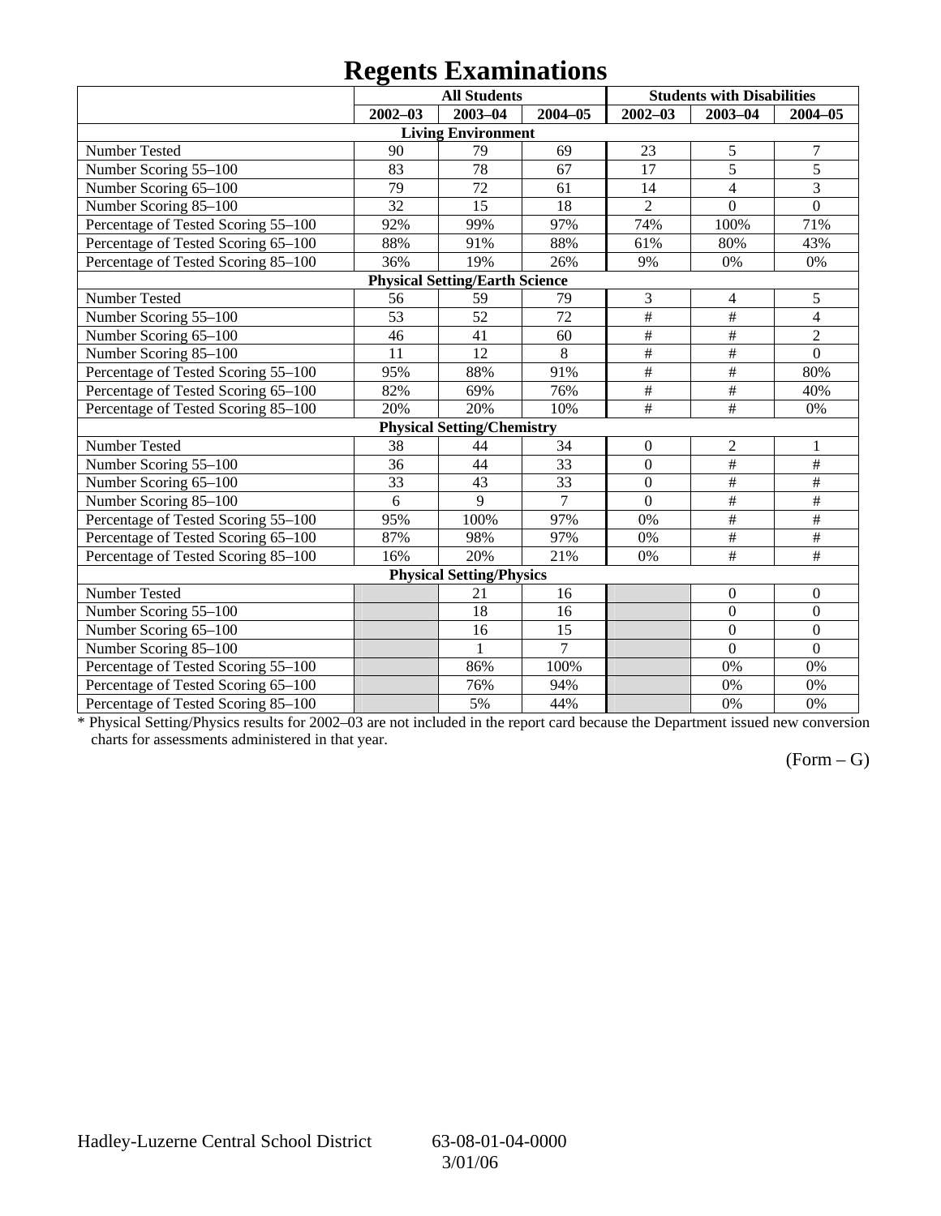# Regents Examinations

| | All Students | | | Students with Disabilities | | |
|---|---|---|---|---|---|---|
| | 2002–03 | 2003–04 | 2004–05 | 2002–03 | 2003–04 | 2004–05 |
| **Living Environment** | | | | | | |
| Number Tested | 90 | 79 | 69 | 23 | 5 | 7 |
| Number Scoring 55–100 | 83 | 78 | 67 | 17 | 5 | 5 |
| Number Scoring 65–100 | 79 | 72 | 61 | 14 | 4 | 3 |
| Number Scoring 85–100 | 32 | 15 | 18 | 2 | 0 | 0 |
| Percentage of Tested Scoring 55–100 | 92% | 99% | 97% | 74% | 100% | 71% |
| Percentage of Tested Scoring 65–100 | 88% | 91% | 88% | 61% | 80% | 43% |
| Percentage of Tested Scoring 85–100 | 36% | 19% | 26% | 9% | 0% | 0% |
| **Physical Setting/Earth Science** | | | | | | |
| Number Tested | 56 | 59 | 79 | 3 | 4 | 5 |
| Number Scoring 55–100 | 53 | 52 | 72 | # | # | 4 |
| Number Scoring 65–100 | 46 | 41 | 60 | # | # | 2 |
| Number Scoring 85–100 | 11 | 12 | 8 | # | # | 0 |
| Percentage of Tested Scoring 55–100 | 95% | 88% | 91% | # | # | 80% |
| Percentage of Tested Scoring 65–100 | 82% | 69% | 76% | # | # | 40% |
| Percentage of Tested Scoring 85–100 | 20% | 20% | 10% | # | # | 0% |
| **Physical Setting/Chemistry** | | | | | | |
| Number Tested | 38 | 44 | 34 | 0 | 2 | 1 |
| Number Scoring 55–100 | 36 | 44 | 33 | 0 | # | # |
| Number Scoring 65–100 | 33 | 43 | 33 | 0 | # | # |
| Number Scoring 85–100 | 6 | 9 | 7 | 0 | # | # |
| Percentage of Tested Scoring 55–100 | 95% | 100% | 97% | 0% | # | # |
| Percentage of Tested Scoring 65–100 | 87% | 98% | 97% | 0% | # | # |
| Percentage of Tested Scoring 85–100 | 16% | 20% | 21% | 0% | # | # |
| **Physical Setting/Physics** | | | | | | |
| Number Tested | | 21 | 16 | | 0 | 0 |
| Number Scoring 55–100 | | 18 | 16 | | 0 | 0 |
| Number Scoring 65–100 | | 16 | 15 | | 0 | 0 |
| Number Scoring 85–100 | | 1 | 7 | | 0 | 0 |
| Percentage of Tested Scoring 55–100 | | 86% | 100% | | 0% | 0% |
| Percentage of Tested Scoring 65–100 | | 76% | 94% | | 0% | 0% |
| Percentage of Tested Scoring 85–100 | | 5% | 44% | | 0% | 0% |

* Physical Setting/Physics results for 2002–03 are not included in the report card because the Department issued new conversion charts for assessments administered in that year.

(Form – G)

Hadley-Luzerne Central School District 63-08-01-04-0000 3/01/06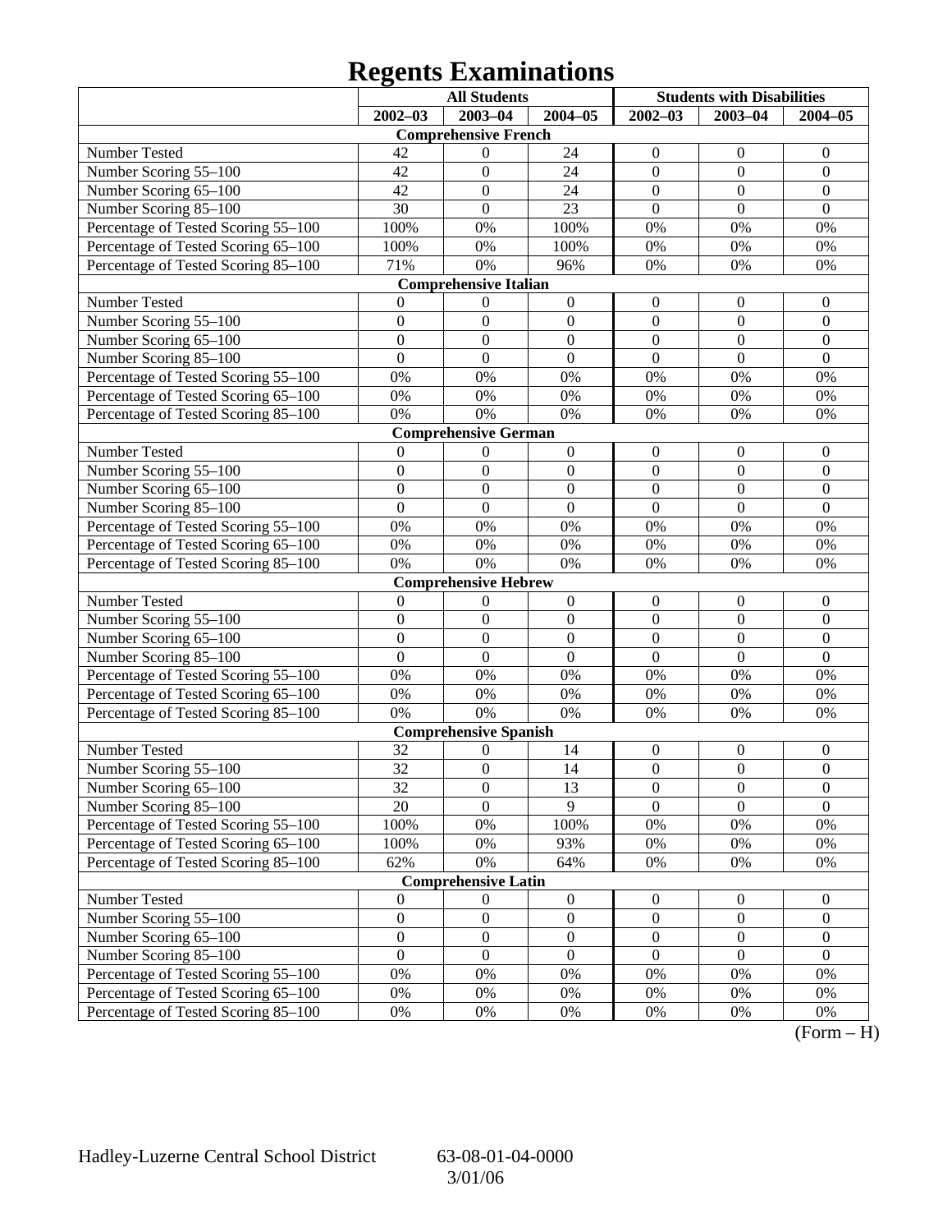# Regents Examinations

| | All Students | | | Students with Disabilities | | |
|---|---|---|---|---|---|---|
| | 2002–03 | 2003–04 | 2004–05 | 2002–03 | 2003–04 | 2004–05 |
| **Comprehensive French** | | | | | | |
| Number Tested | 42 | 0 | 24 | 0 | 0 | 0 |
| Number Scoring 55–100 | 42 | 0 | 24 | 0 | 0 | 0 |
| Number Scoring 65–100 | 42 | 0 | 24 | 0 | 0 | 0 |
| Number Scoring 85–100 | 30 | 0 | 23 | 0 | 0 | 0 |
| Percentage of Tested Scoring 55–100 | 100% | 0% | 100% | 0% | 0% | 0% |
| Percentage of Tested Scoring 65–100 | 100% | 0% | 100% | 0% | 0% | 0% |
| Percentage of Tested Scoring 85–100 | 71% | 0% | 96% | 0% | 0% | 0% |
| **Comprehensive Italian** | | | | | | |
| Number Tested | 0 | 0 | 0 | 0 | 0 | 0 |
| Number Scoring 55–100 | 0 | 0 | 0 | 0 | 0 | 0 |
| Number Scoring 65–100 | 0 | 0 | 0 | 0 | 0 | 0 |
| Number Scoring 85–100 | 0 | 0 | 0 | 0 | 0 | 0 |
| Percentage of Tested Scoring 55–100 | 0% | 0% | 0% | 0% | 0% | 0% |
| Percentage of Tested Scoring 65–100 | 0% | 0% | 0% | 0% | 0% | 0% |
| Percentage of Tested Scoring 85–100 | 0% | 0% | 0% | 0% | 0% | 0% |
| **Comprehensive German** | | | | | | |
| Number Tested | 0 | 0 | 0 | 0 | 0 | 0 |
| Number Scoring 55–100 | 0 | 0 | 0 | 0 | 0 | 0 |
| Number Scoring 65–100 | 0 | 0 | 0 | 0 | 0 | 0 |
| Number Scoring 85–100 | 0 | 0 | 0 | 0 | 0 | 0 |
| Percentage of Tested Scoring 55–100 | 0% | 0% | 0% | 0% | 0% | 0% |
| Percentage of Tested Scoring 65–100 | 0% | 0% | 0% | 0% | 0% | 0% |
| Percentage of Tested Scoring 85–100 | 0% | 0% | 0% | 0% | 0% | 0% |
| **Comprehensive Hebrew** | | | | | | |
| Number Tested | 0 | 0 | 0 | 0 | 0 | 0 |
| Number Scoring 55–100 | 0 | 0 | 0 | 0 | 0 | 0 |
| Number Scoring 65–100 | 0 | 0 | 0 | 0 | 0 | 0 |
| Number Scoring 85–100 | 0 | 0 | 0 | 0 | 0 | 0 |
| Percentage of Tested Scoring 55–100 | 0% | 0% | 0% | 0% | 0% | 0% |
| Percentage of Tested Scoring 65–100 | 0% | 0% | 0% | 0% | 0% | 0% |
| Percentage of Tested Scoring 85–100 | 0% | 0% | 0% | 0% | 0% | 0% |
| **Comprehensive Spanish** | | | | | | |
| Number Tested | 32 | 0 | 14 | 0 | 0 | 0 |
| Number Scoring 55–100 | 32 | 0 | 14 | 0 | 0 | 0 |
| Number Scoring 65–100 | 32 | 0 | 13 | 0 | 0 | 0 |
| Number Scoring 85–100 | 20 | 0 | 9 | 0 | 0 | 0 |
| Percentage of Tested Scoring 55–100 | 100% | 0% | 100% | 0% | 0% | 0% |
| Percentage of Tested Scoring 65–100 | 100% | 0% | 93% | 0% | 0% | 0% |
| Percentage of Tested Scoring 85–100 | 62% | 0% | 64% | 0% | 0% | 0% |
| **Comprehensive Latin** | | | | | | |
| Number Tested | 0 | 0 | 0 | 0 | 0 | 0 |
| Number Scoring 55–100 | 0 | 0 | 0 | 0 | 0 | 0 |
| Number Scoring 65–100 | 0 | 0 | 0 | 0 | 0 | 0 |
| Number Scoring 85–100 | 0 | 0 | 0 | 0 | 0 | 0 |
| Percentage of Tested Scoring 55–100 | 0% | 0% | 0% | 0% | 0% | 0% |
| Percentage of Tested Scoring 65–100 | 0% | 0% | 0% | 0% | 0% | 0% |
| Percentage of Tested Scoring 85–100 | 0% | 0% | 0% | 0% | 0% | 0% |

(Form – H)

Hadley-Luzerne Central School District 63-08-01-04-0000
3/01/06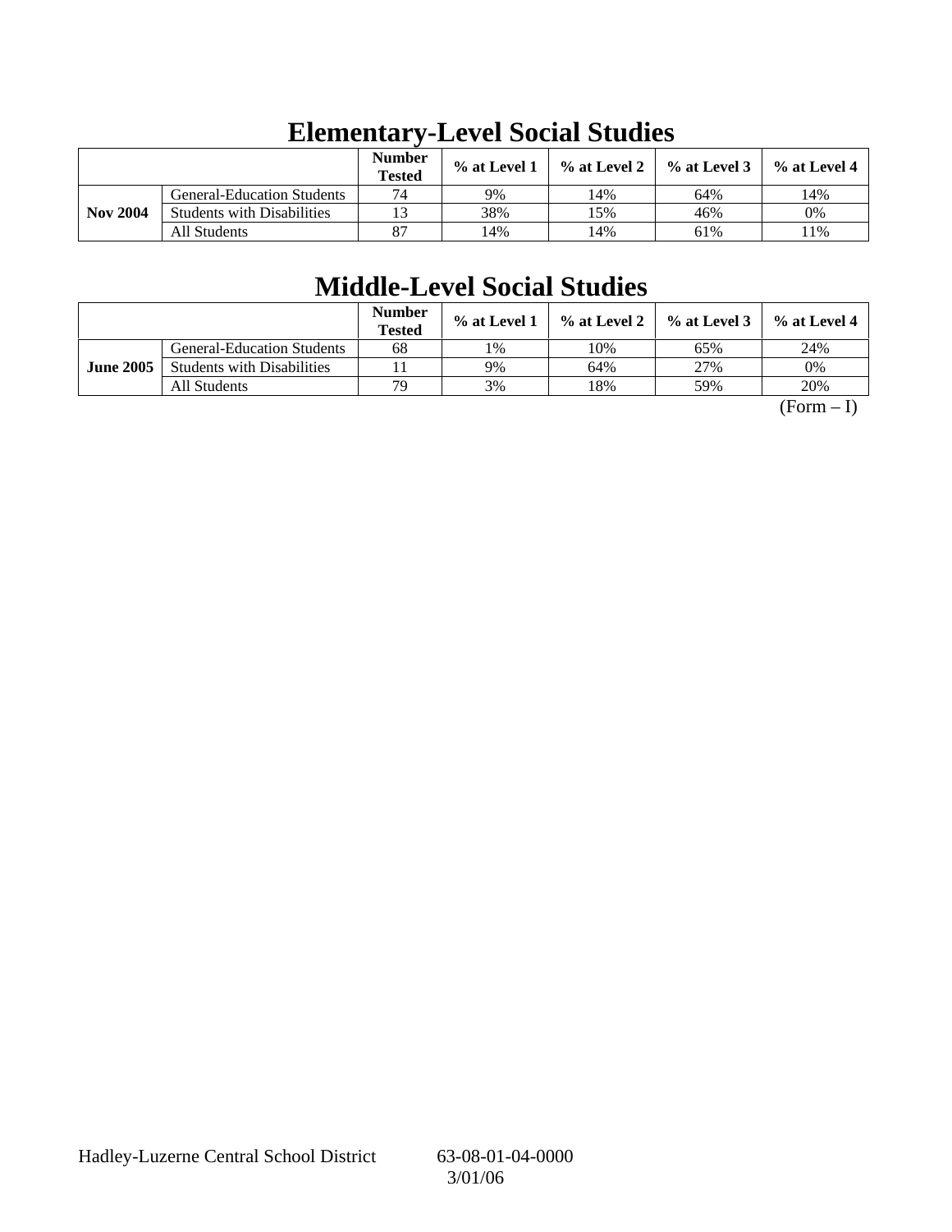# Elementary-Level Social Studies

| | | Number Tested | % at Level 1 | % at Level 2 | % at Level 3 | % at Level 4 |
|---|---|---|---|---|---|---|
| **Nov 2004** | General-Education Students | 74 | 9% | 14% | 64% | 14% |
| | Students with Disabilities | 13 | 38% | 15% | 46% | 0% |
| | All Students | 87 | 14% | 14% | 61% | 11% |

# Middle-Level Social Studies

| | | Number Tested | % at Level 1 | % at Level 2 | % at Level 3 | % at Level 4 |
|---|---|---|---|---|---|---|
| **June 2005** | General-Education Students | 68 | 1% | 10% | 65% | 24% |
| | Students with Disabilities | 11 | 9% | 64% | 27% | 0% |
| | All Students | 79 | 3% | 18% | 59% | 20% |

(Form – I)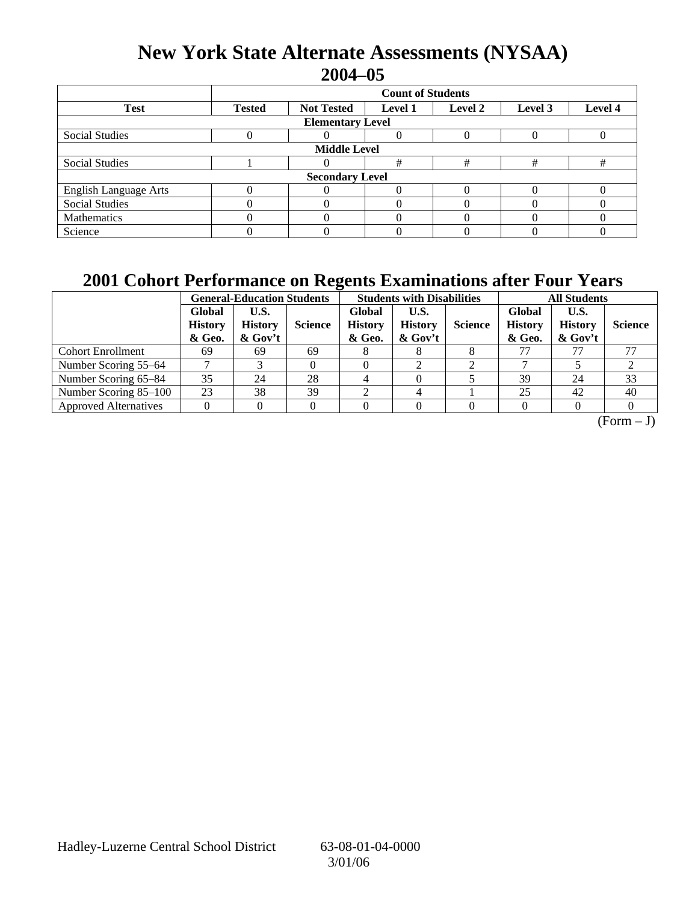# New York State Alternate Assessments (NYSAA)
## 2004–05

| | Count of Students | | | | | |
|---|---|---|---|---|---|---|
| **Test** | **Tested** | **Not Tested** | **Level 1** | **Level 2** | **Level 3** | **Level 4** |
| **Elementary Level** | | | | | | |
| Social Studies | 0 | 0 | 0 | 0 | 0 | 0 |
| **Middle Level** | | | | | | |
| Social Studies | 1 | 0 | # | # | # | # |
| **Secondary Level** | | | | | | |
| English Language Arts | 0 | 0 | 0 | 0 | 0 | 0 |
| Social Studies | 0 | 0 | 0 | 0 | 0 | 0 |
| Mathematics | 0 | 0 | 0 | 0 | 0 | 0 |
| Science | 0 | 0 | 0 | 0 | 0 | 0 |

## 2001 Cohort Performance on Regents Examinations after Four Years

| | General-Education Students | | | Students with Disabilities | | | All Students | | |
|---|---|---|---|---|---|---|---|---|---|
| | **Global History & Geo.** | **U.S. History & Gov't** | **Science** | **Global History & Geo.** | **U.S. History & Gov't** | **Science** | **Global History & Geo.** | **U.S. History & Gov't** | **Science** |
| Cohort Enrollment | 69 | 69 | 69 | 8 | 8 | 8 | 77 | 77 | 77 |
| Number Scoring 55–64 | 7 | 3 | 0 | 0 | 2 | 2 | 7 | 5 | 2 |
| Number Scoring 65–84 | 35 | 24 | 28 | 4 | 0 | 5 | 39 | 24 | 33 |
| Number Scoring 85–100 | 23 | 38 | 39 | 2 | 4 | 1 | 25 | 42 | 40 |
| Approved Alternatives | 0 | 0 | 0 | 0 | 0 | 0 | 0 | 0 | 0 |

(Form – J)

Hadley-Luzerne Central School District 63-08-01-04-0000
3/01/06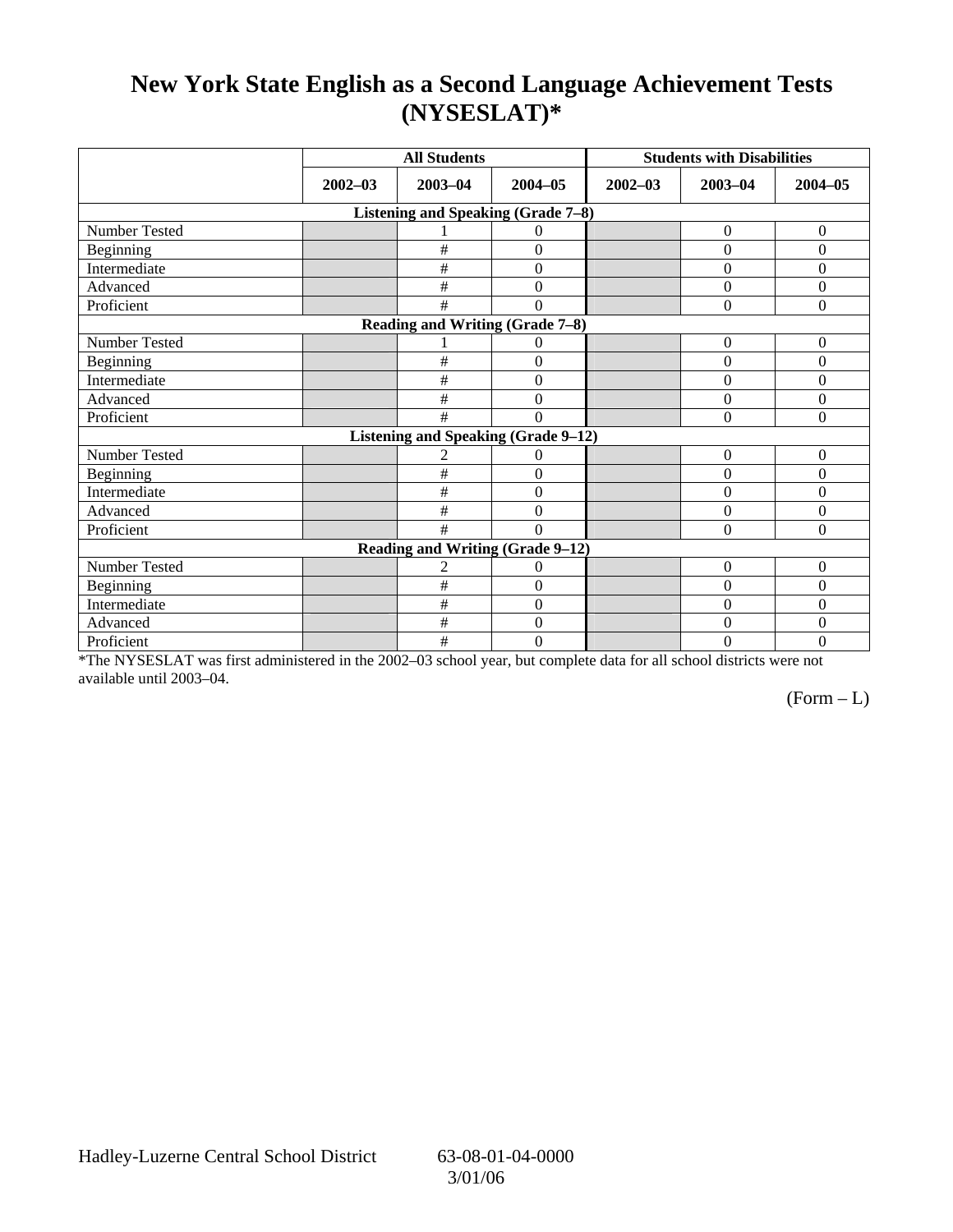# New York State English as a Second Language Achievement Tests (NYSESLAT)*

| | All Students | | | Students with Disabilities | | |
|---|---|---|---|---|---|---|
| | 2002–03 | 2003–04 | 2004–05 | 2002–03 | 2003–04 | 2004–05 |
| **Listening and Speaking (Grade 7–8)** | | | | | | |
| Number Tested | | 1 | 0 | | 0 | 0 |
| Beginning | | # | 0 | | 0 | 0 |
| Intermediate | | # | 0 | | 0 | 0 |
| Advanced | | # | 0 | | 0 | 0 |
| Proficient | | # | 0 | | 0 | 0 |
| **Reading and Writing (Grade 7–8)** | | | | | | |
| Number Tested | | 1 | 0 | | 0 | 0 |
| Beginning | | # | 0 | | 0 | 0 |
| Intermediate | | # | 0 | | 0 | 0 |
| Advanced | | # | 0 | | 0 | 0 |
| Proficient | | # | 0 | | 0 | 0 |
| **Listening and Speaking (Grade 9–12)** | | | | | | |
| Number Tested | | 2 | 0 | | 0 | 0 |
| Beginning | | # | 0 | | 0 | 0 |
| Intermediate | | # | 0 | | 0 | 0 |
| Advanced | | # | 0 | | 0 | 0 |
| Proficient | | # | 0 | | 0 | 0 |
| **Reading and Writing (Grade 9–12)** | | | | | | |
| Number Tested | | 2 | 0 | | 0 | 0 |
| Beginning | | # | 0 | | 0 | 0 |
| Intermediate | | # | 0 | | 0 | 0 |
| Advanced | | # | 0 | | 0 | 0 |
| Proficient | | # | 0 | | 0 | 0 |

*The NYSESLAT was first administered in the 2002–03 school year, but complete data for all school districts were not available until 2003–04.

(Form – L)

Hadley-Luzerne Central School District 63-08-01-04-0000 3/01/06